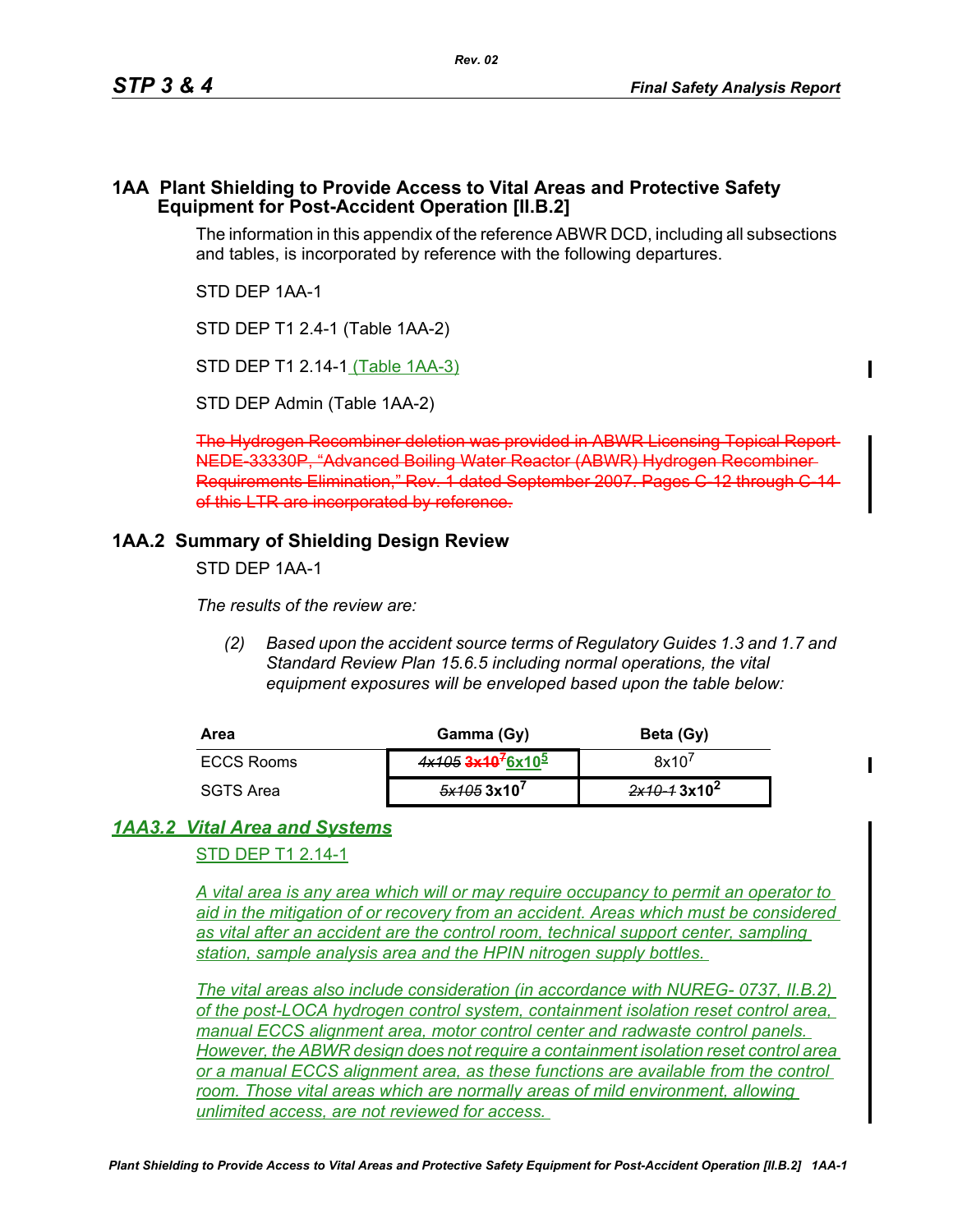# 1AA Plant Shielding to Provide Access to Vital Areas and Protective Safety Equipment for Post-Accident Operation [II.B.2]

The information in this appendix of the reference ABWR DCD, including all subsections and tables, is incorporated by reference with the following departures.

STD DEP 1AA-1

STD DEP T1 2.4-1 (Table 1AA-2)

STD DEP T1 2.14-1 (Table 1AA-3)

STD DEP Admin (Table 1AA-2)

~~The Hydrogen Recombiner deletion was provided in ABWR Licensing Topical Report NEDE-33330P, "Advanced Boiling Water Reactor (ABWR) Hydrogen Recombiner Requirements Elimination," Rev. 1 dated September 2007. Pages C-12 through C-14 of this LTR are incorporated by reference.~~

## 1AA.2 Summary of Shielding Design Review

STD DEP 1AA-1

*The results of the review are:*

> *(2) Based upon the accident source terms of Regulatory Guides 1.3 and 1.7 and Standard Review Plan 15.6.5 including normal operations, the vital equipment exposures will be enveloped based upon the table below:*

| Area | Gamma (Gy) | Beta (Gy) |
|---|---|---|
| ECCS Rooms | ~~*4x105*~~ ~~$3x10^7$~~ $6x10^5$ | $8x10^7$ |
| SGTS Area | ~~*5x105*~~ $3x10^7$ | ~~*2x10-1*~~ $3x10^2$ |

## *1AA3.2 Vital Area and Systems*

STD DEP T1 2.14-1

*A vital area is any area which will or may require occupancy to permit an operator to aid in the mitigation of or recovery from an accident. Areas which must be considered as vital after an accident are the control room, technical support center, sampling station, sample analysis area and the HPIN nitrogen supply bottles.*

*The vital areas also include consideration (in accordance with NUREG- 0737, II.B.2) of the post-LOCA hydrogen control system, containment isolation reset control area, manual ECCS alignment area, motor control center and radwaste control panels. However, the ABWR design does not require a containment isolation reset control area or a manual ECCS alignment area, as these functions are available from the control room. Those vital areas which are normally areas of mild environment, allowing unlimited access, are not reviewed for access.*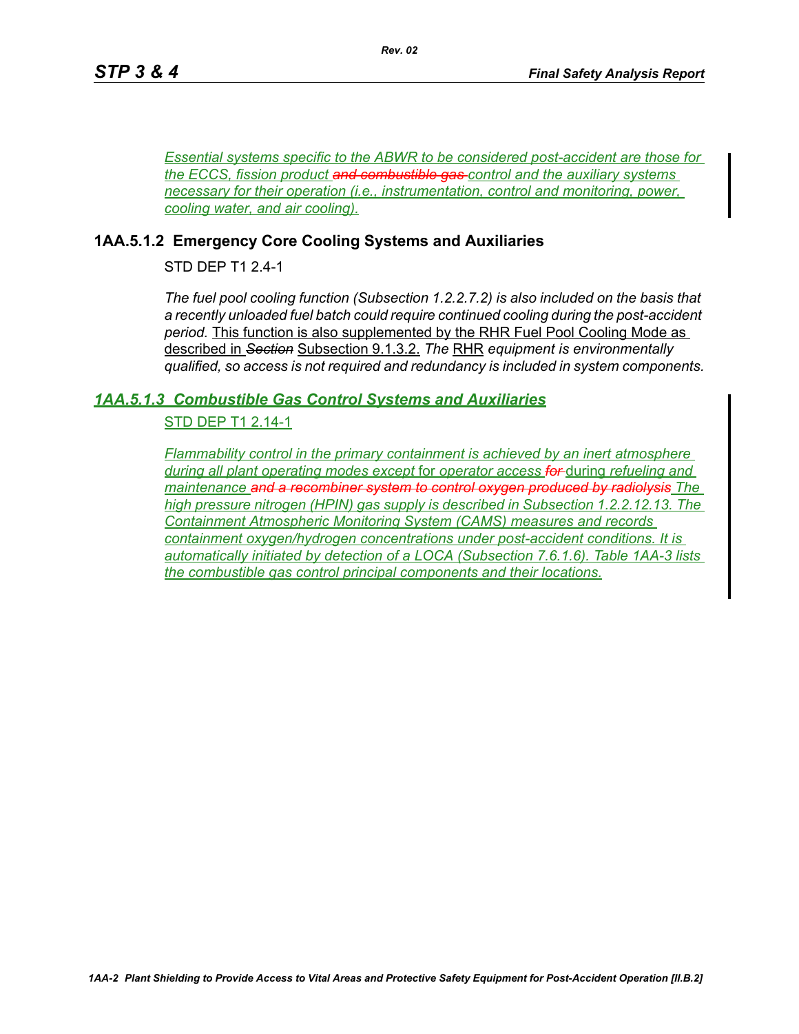*Essential systems specific to the ABWR to be considered post-accident are those for the ECCS, fission product ~~and combustible gas~~ control and the auxiliary systems necessary for their operation (i.e., instrumentation, control and monitoring, power, cooling water, and air cooling).*

### 1AA.5.1.2 Emergency Core Cooling Systems and Auxiliaries

STD DEP T1 2.4-1

*The fuel pool cooling function (Subsection 1.2.2.7.2) is also included on the basis that a recently unloaded fuel batch could require continued cooling during the post-accident period.* This function is also supplemented by the RHR Fuel Pool Cooling Mode as described in ~~*Section*~~ Subsection 9.1.3.2. *The* RHR *equipment is environmentally qualified, so access is not required and redundancy is included in system components.*

### *1AA.5.1.3 Combustible Gas Control Systems and Auxiliaries*

STD DEP T1 2.14-1

*Flammability control in the primary containment is achieved by an inert atmosphere during all plant operating modes except* for *operator access* ~~*for*~~ during *refueling and maintenance* ~~*and a recombiner system to control oxygen produced by radiolysis*~~ *The high pressure nitrogen (HPIN) gas supply is described in Subsection 1.2.2.12.13. The Containment Atmospheric Monitoring System (CAMS) measures and records containment oxygen/hydrogen concentrations under post-accident conditions. It is automatically initiated by detection of a LOCA (Subsection 7.6.1.6). Table 1AA-3 lists the combustible gas control principal components and their locations.*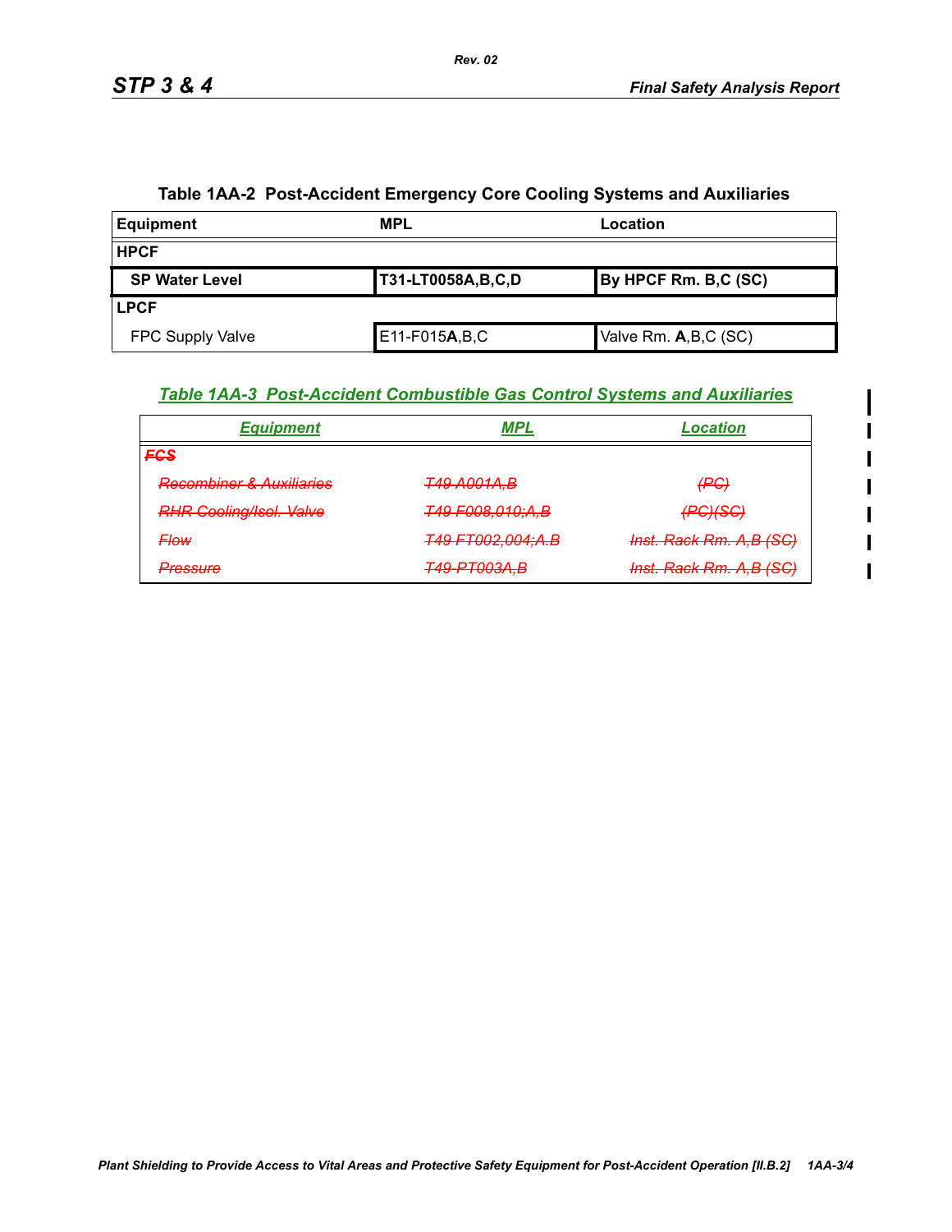**Table 1AA-2 Post-Accident Emergency Core Cooling Systems and Auxiliaries**

| Equipment | MPL | Location |
|---|---|---|
| **HPCF** | | |
| **SP Water Level** | **T31-LT0058A,B,C,D** | **By HPCF Rm. B,C (SC)** |
| **LPCF** | | |
| FPC Supply Valve | E11-F015**A**,B,C | Valve Rm. **A**,B,C (SC) |

***Table 1AA-3 Post-Accident Combustible Gas Control Systems and Auxiliaries***

| *Equipment* | *MPL* | *Location* |
|---|---|---|
| ~~*FCS*~~ | | |
| ~~*Recombiner & Auxiliaries*~~ | ~~*T49-A001A,B*~~ | ~~*(PC)*~~ |
| ~~*RHR Cooling/Isol. Valve*~~ | ~~*T49-F008,010;A,B*~~ | ~~*(PC)(SC)*~~ |
| ~~*Flow*~~ | ~~*T49-FT002,004;A.B*~~ | ~~*Inst. Rack Rm. A,B (SC)*~~ |
| ~~*Pressure*~~ | ~~*T49-PT003A,B*~~ | ~~*Inst. Rack Rm. A,B (SC)*~~ |